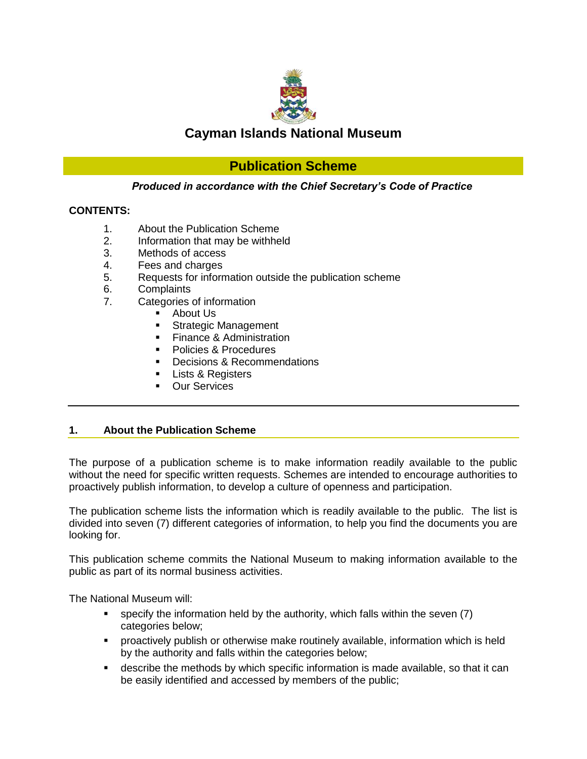# Cayman Islands National Museum

## Publication Scheme

***Produced in accordance with the Chief Secretary's Code of Practice***

**CONTENTS:**

1. About the Publication Scheme
2. Information that may be withheld
3. Methods of access
4. Fees and charges
5. Requests for information outside the publication scheme
6. Complaints
7. Categories of information
   - About Us
   - Strategic Management
   - Finance & Administration
   - Policies & Procedures
   - Decisions & Recommendations
   - Lists & Registers
   - Our Services

---

### 1. About the Publication Scheme

The purpose of a publication scheme is to make information readily available to the public without the need for specific written requests. Schemes are intended to encourage authorities to proactively publish information, to develop a culture of openness and participation.

The publication scheme lists the information which is readily available to the public. The list is divided into seven (7) different categories of information, to help you find the documents you are looking for.

This publication scheme commits the National Museum to making information available to the public as part of its normal business activities.

The National Museum will:

- specify the information held by the authority, which falls within the seven (7) categories below;
- proactively publish or otherwise make routinely available, information which is held by the authority and falls within the categories below;
- describe the methods by which specific information is made available, so that it can be easily identified and accessed by members of the public;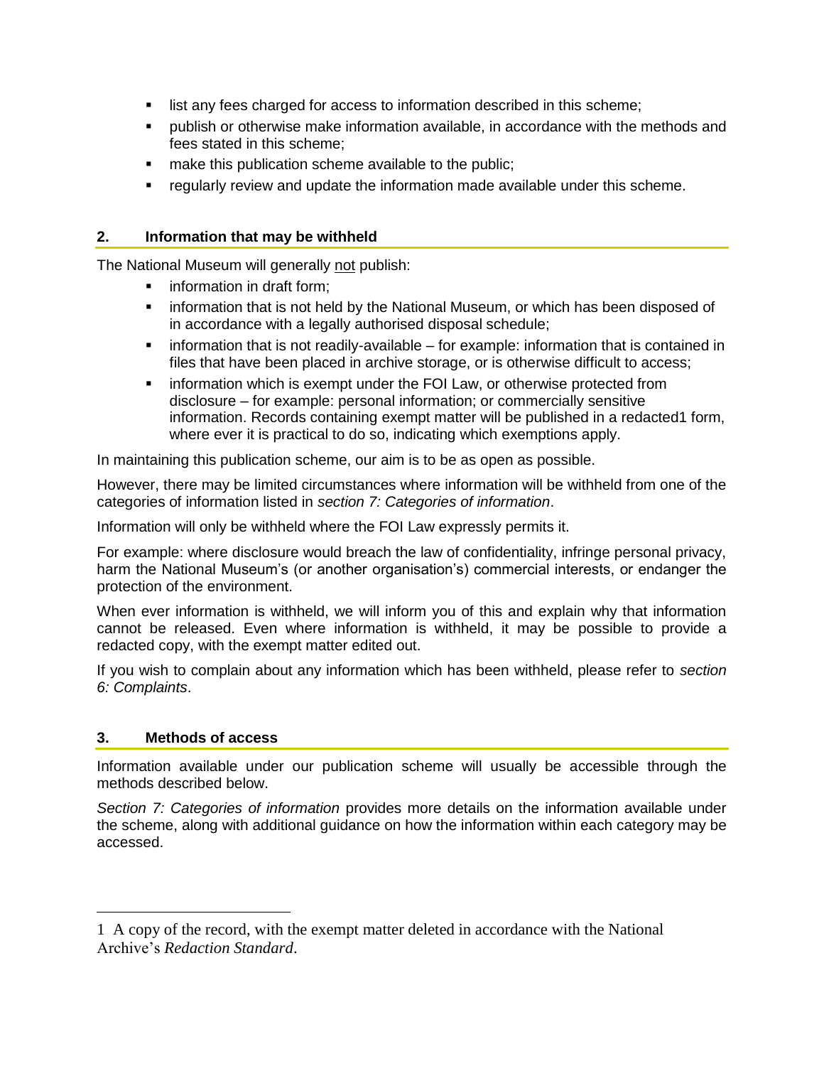- list any fees charged for access to information described in this scheme;
- publish or otherwise make information available, in accordance with the methods and fees stated in this scheme;
- make this publication scheme available to the public;
- regularly review and update the information made available under this scheme.

## 2. Information that may be withheld

The National Museum will generally not publish:

- information in draft form;
- information that is not held by the National Museum, or which has been disposed of in accordance with a legally authorised disposal schedule;
- information that is not readily-available – for example: information that is contained in files that have been placed in archive storage, or is otherwise difficult to access;
- information which is exempt under the FOI Law, or otherwise protected from disclosure – for example: personal information; or commercially sensitive information. Records containing exempt matter will be published in a redacted[1] form, where ever it is practical to do so, indicating which exemptions apply.

In maintaining this publication scheme, our aim is to be as open as possible.

However, there may be limited circumstances where information will be withheld from one of the categories of information listed in *section 7: Categories of information*.

Information will only be withheld where the FOI Law expressly permits it.

For example: where disclosure would breach the law of confidentiality, infringe personal privacy, harm the National Museum's (or another organisation's) commercial interests, or endanger the protection of the environment.

When ever information is withheld, we will inform you of this and explain why that information cannot be released. Even where information is withheld, it may be possible to provide a redacted copy, with the exempt matter edited out.

If you wish to complain about any information which has been withheld, please refer to *section 6: Complaints*.

## 3. Methods of access

Information available under our publication scheme will usually be accessible through the methods described below.

*Section 7: Categories of information* provides more details on the information available under the scheme, along with additional guidance on how the information within each category may be accessed.

---

[1] A copy of the record, with the exempt matter deleted in accordance with the National Archive's *Redaction Standard*.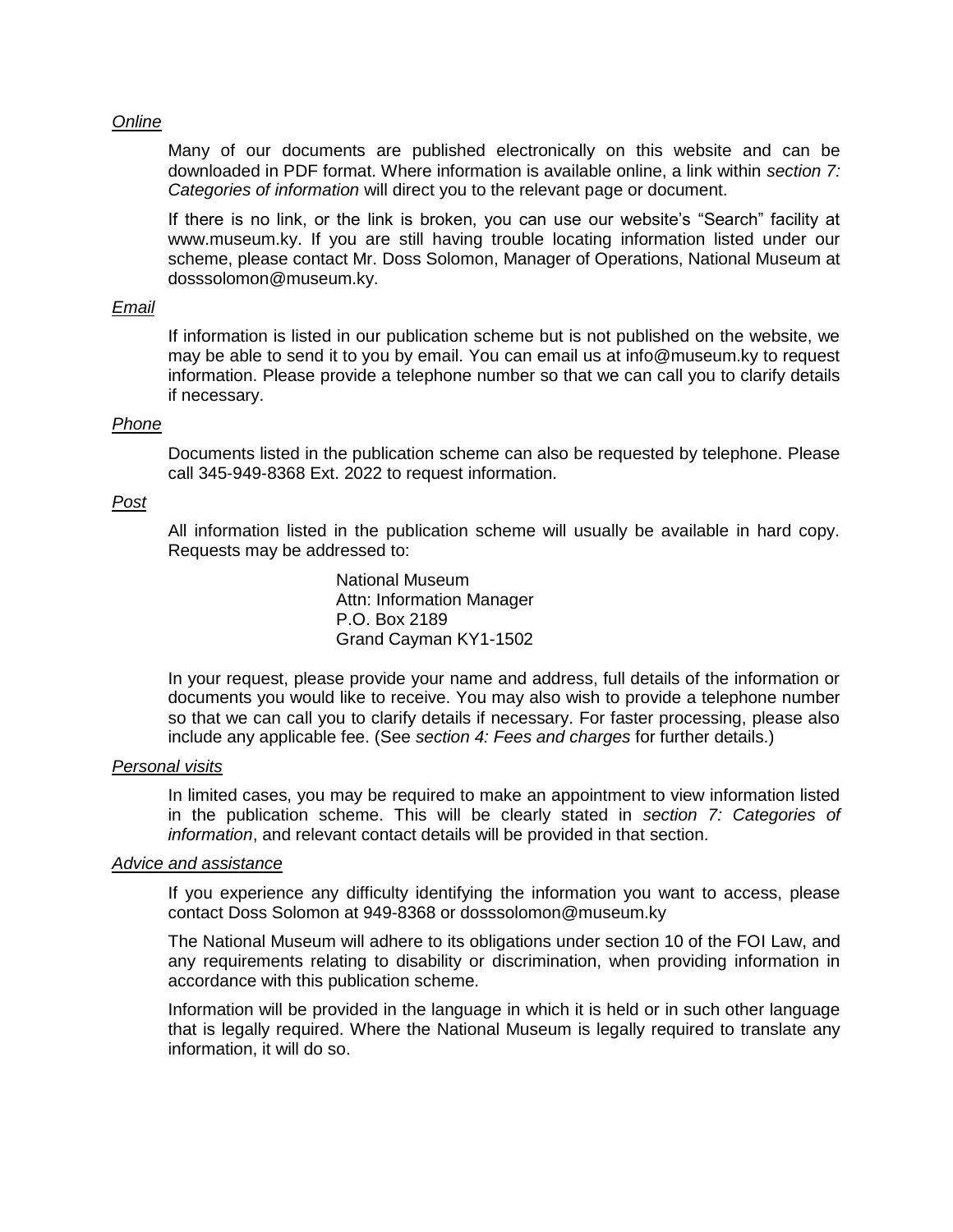*Online*

Many of our documents are published electronically on this website and can be downloaded in PDF format. Where information is available online, a link within *section 7: Categories of information* will direct you to the relevant page or document.

If there is no link, or the link is broken, you can use our website's "Search" facility at www.museum.ky. If you are still having trouble locating information listed under our scheme, please contact Mr. Doss Solomon, Manager of Operations, National Museum at dosssolomon@museum.ky.

*Email*

If information is listed in our publication scheme but is not published on the website, we may be able to send it to you by email. You can email us at info@museum.ky to request information. Please provide a telephone number so that we can call you to clarify details if necessary.

*Phone*

Documents listed in the publication scheme can also be requested by telephone. Please call 345-949-8368 Ext. 2022 to request information.

*Post*

All information listed in the publication scheme will usually be available in hard copy. Requests may be addressed to:

National Museum
Attn: Information Manager
P.O. Box 2189
Grand Cayman KY1-1502

In your request, please provide your name and address, full details of the information or documents you would like to receive. You may also wish to provide a telephone number so that we can call you to clarify details if necessary. For faster processing, please also include any applicable fee. (See *section 4: Fees and charges* for further details.)

*Personal visits*

In limited cases, you may be required to make an appointment to view information listed in the publication scheme. This will be clearly stated in *section 7: Categories of information*, and relevant contact details will be provided in that section.

*Advice and assistance*

If you experience any difficulty identifying the information you want to access, please contact Doss Solomon at 949-8368 or dosssolomon@museum.ky

The National Museum will adhere to its obligations under section 10 of the FOI Law, and any requirements relating to disability or discrimination, when providing information in accordance with this publication scheme.

Information will be provided in the language in which it is held or in such other language that is legally required. Where the National Museum is legally required to translate any information, it will do so.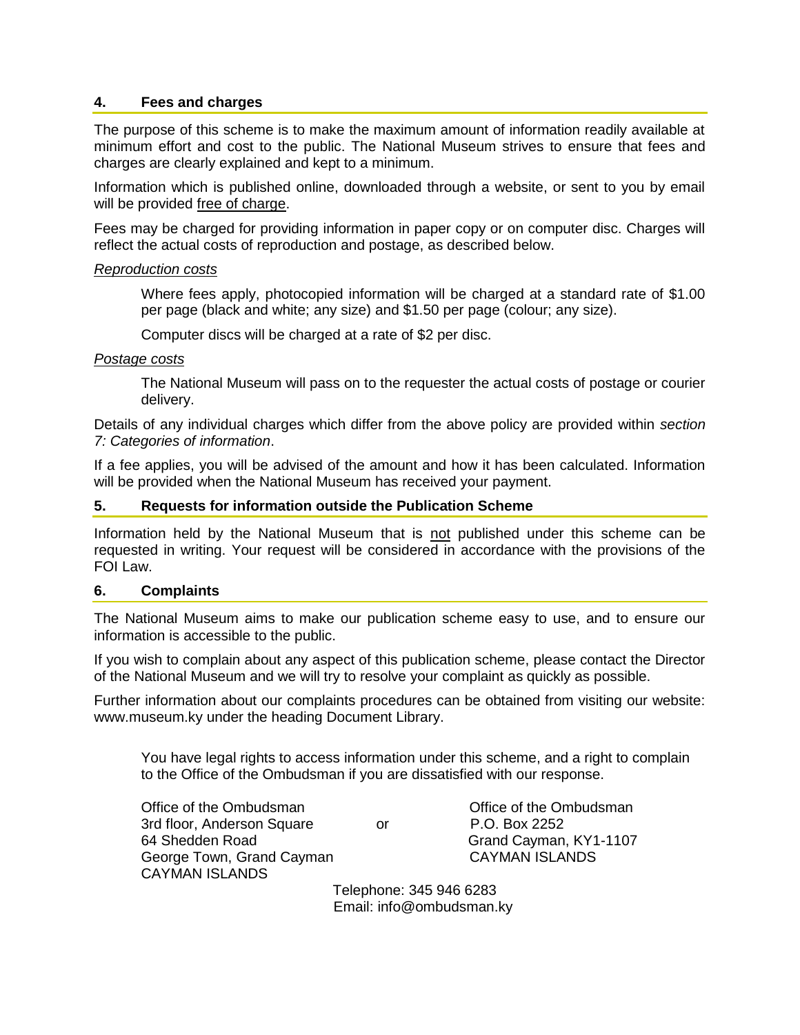## 4. Fees and charges

The purpose of this scheme is to make the maximum amount of information readily available at minimum effort and cost to the public. The National Museum strives to ensure that fees and charges are clearly explained and kept to a minimum.

Information which is published online, downloaded through a website, or sent to you by email will be provided <u>free of charge</u>.

Fees may be charged for providing information in paper copy or on computer disc. Charges will reflect the actual costs of reproduction and postage, as described below.

*<u>Reproduction costs</u>*

> Where fees apply, photocopied information will be charged at a standard rate of $1.00 per page (black and white; any size) and $1.50 per page (colour; any size).
>
> Computer discs will be charged at a rate of $2 per disc.

*<u>Postage costs</u>*

> The National Museum will pass on to the requester the actual costs of postage or courier delivery.

Details of any individual charges which differ from the above policy are provided within *section 7: Categories of information*.

If a fee applies, you will be advised of the amount and how it has been calculated. Information will be provided when the National Museum has received your payment.

## 5. Requests for information outside the Publication Scheme

Information held by the National Museum that is <u>not</u> published under this scheme can be requested in writing. Your request will be considered in accordance with the provisions of the FOI Law.

## 6. Complaints

The National Museum aims to make our publication scheme easy to use, and to ensure our information is accessible to the public.

If you wish to complain about any aspect of this publication scheme, please contact the Director of the National Museum and we will try to resolve your complaint as quickly as possible.

Further information about our complaints procedures can be obtained from visiting our website: www.museum.ky under the heading Document Library.

> You have legal rights to access information under this scheme, and a right to complain to the Office of the Ombudsman if you are dissatisfied with our response.

Office of the Ombudsman
3rd floor, Anderson Square
64 Shedden Road
George Town, Grand Cayman
CAYMAN ISLANDS

or

Office of the Ombudsman
P.O. Box 2252
Grand Cayman, KY1-1107
CAYMAN ISLANDS

Telephone: 345 946 6283
Email: info@ombudsman.ky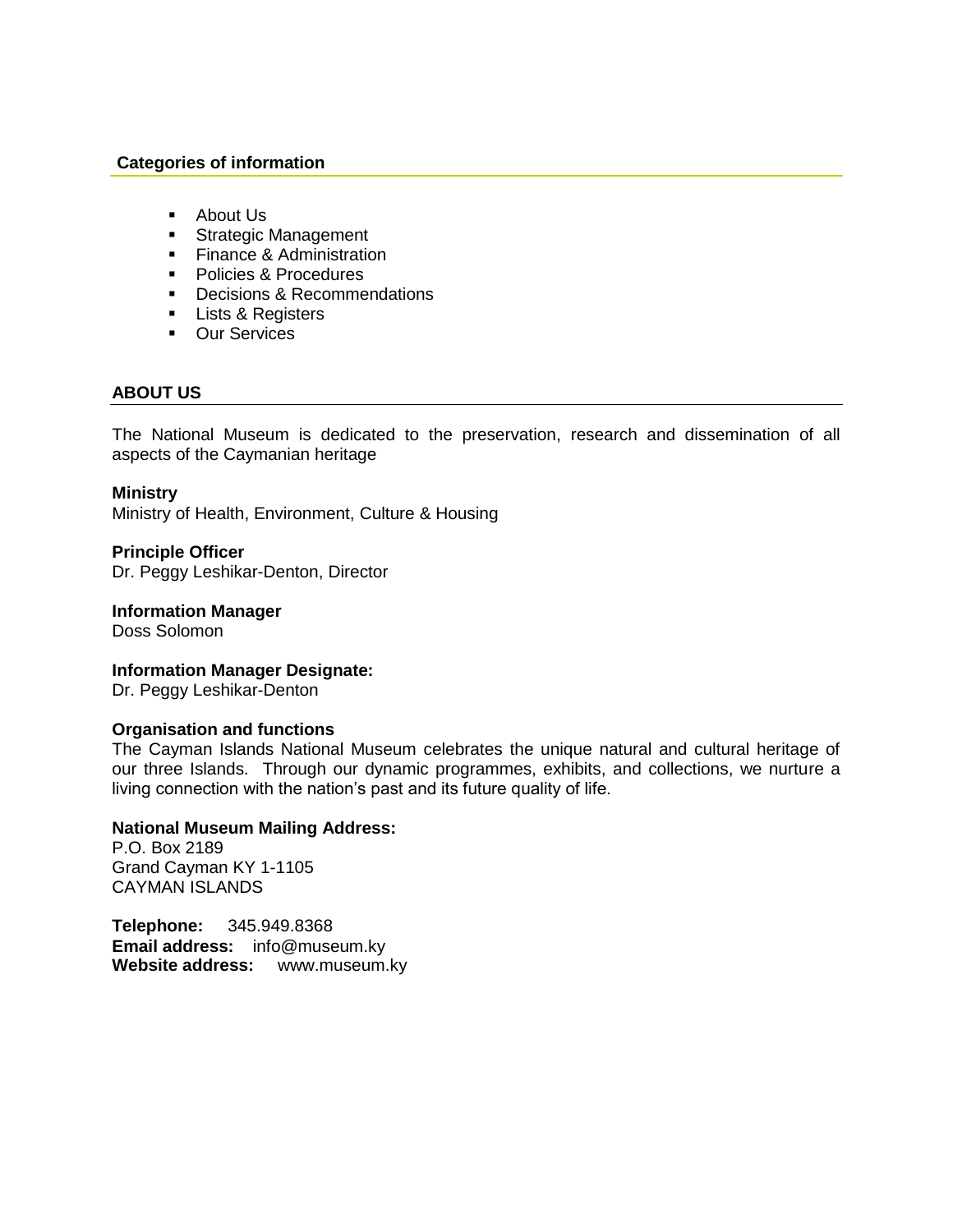## Categories of information

- About Us
- Strategic Management
- Finance & Administration
- Policies & Procedures
- Decisions & Recommendations
- Lists & Registers
- Our Services

## ABOUT US

The National Museum is dedicated to the preservation, research and dissemination of all aspects of the Caymanian heritage

**Ministry**
Ministry of Health, Environment, Culture & Housing

**Principle Officer**
Dr. Peggy Leshikar-Denton, Director

**Information Manager**
Doss Solomon

**Information Manager Designate:**
Dr. Peggy Leshikar-Denton

**Organisation and functions**
The Cayman Islands National Museum celebrates the unique natural and cultural heritage of our three Islands. Through our dynamic programmes, exhibits, and collections, we nurture a living connection with the nation's past and its future quality of life.

**National Museum Mailing Address:**
P.O. Box 2189
Grand Cayman KY 1-1105
CAYMAN ISLANDS

**Telephone:** 345.949.8368
**Email address:** info@museum.ky
**Website address:** www.museum.ky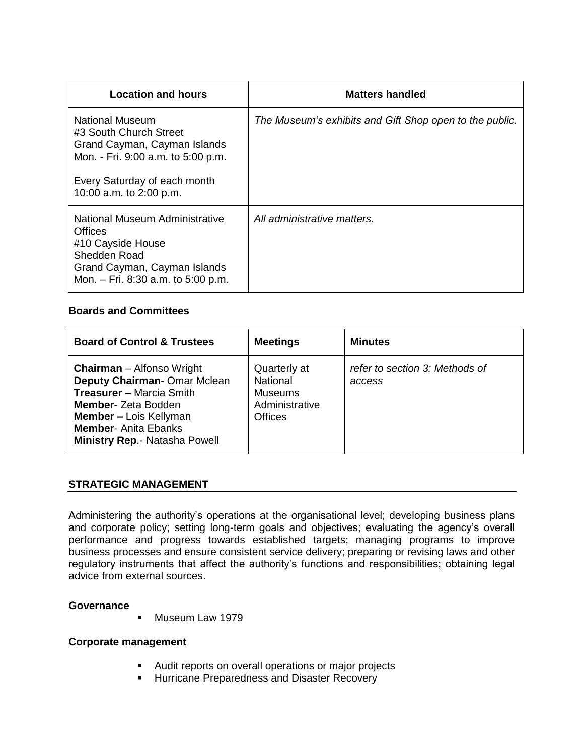| Location and hours | Matters handled |
|---|---|
| National Museum<br>#3 South Church Street<br>Grand Cayman, Cayman Islands<br>Mon. - Fri. 9:00 a.m. to 5:00 p.m.<br><br>Every Saturday of each month<br>10:00 a.m. to 2:00 p.m. | *The Museum's exhibits and Gift Shop open to the public.* |
| National Museum Administrative Offices<br>#10 Cayside House<br>Shedden Road<br>Grand Cayman, Cayman Islands<br>Mon. – Fri. 8:30 a.m. to 5:00 p.m. | *All administrative matters.* |

**Boards and Committees**

| Board of Control & Trustees | Meetings | Minutes |
|---|---|---|
| **Chairman** – Alfonso Wright<br>**Deputy Chairman**- Omar Mclean<br>**Treasurer** – Marcia Smith<br>**Member**- Zeta Bodden<br>**Member –** Lois Kellyman<br>**Member**- Anita Ebanks<br>**Ministry Rep**.- Natasha Powell | Quarterly at National Museums Administrative Offices | *refer to section 3: Methods of access* |

## STRATEGIC MANAGEMENT

Administering the authority's operations at the organisational level; developing business plans and corporate policy; setting long-term goals and objectives; evaluating the agency's overall performance and progress towards established targets; managing programs to improve business processes and ensure consistent service delivery; preparing or revising laws and other regulatory instruments that affect the authority's functions and responsibilities; obtaining legal advice from external sources.

**Governance**

- Museum Law 1979

**Corporate management**

- Audit reports on overall operations or major projects
- Hurricane Preparedness and Disaster Recovery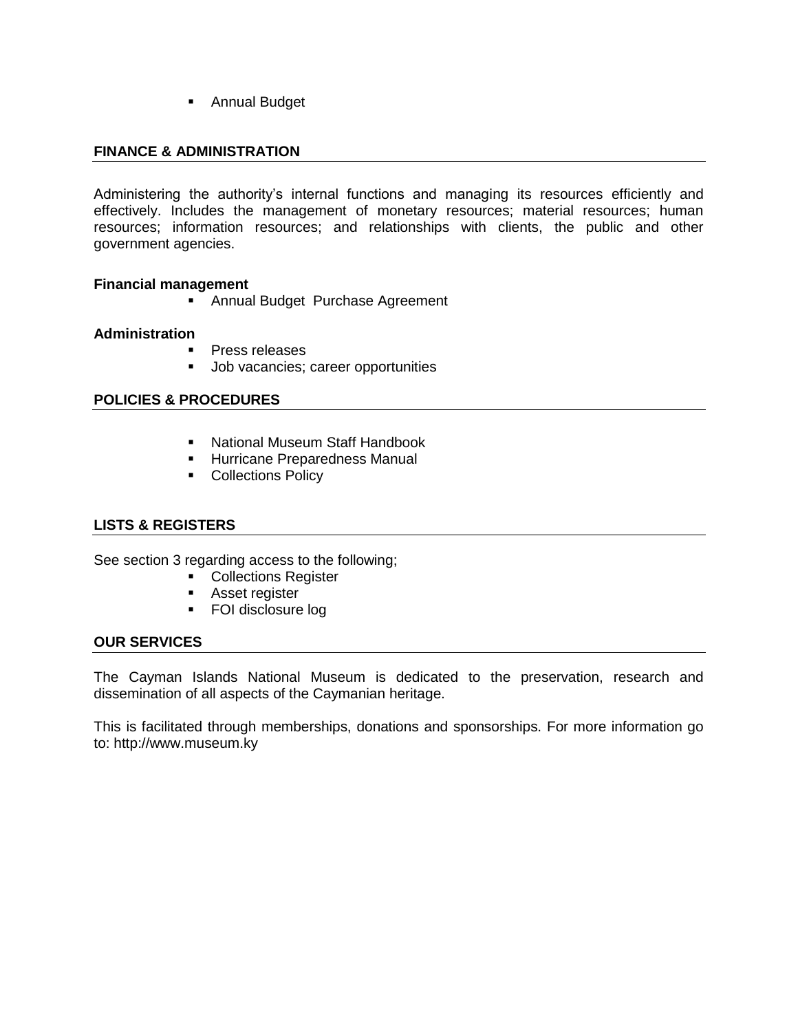- Annual Budget

## FINANCE & ADMINISTRATION

Administering the authority's internal functions and managing its resources efficiently and effectively. Includes the management of monetary resources; material resources; human resources; information resources; and relationships with clients, the public and other government agencies.

**Financial management**

- Annual Budget Purchase Agreement

**Administration**

- Press releases
- Job vacancies; career opportunities

## POLICIES & PROCEDURES

- National Museum Staff Handbook
- Hurricane Preparedness Manual
- Collections Policy

## LISTS & REGISTERS

See section 3 regarding access to the following;

- Collections Register
- Asset register
- FOI disclosure log

## OUR SERVICES

The Cayman Islands National Museum is dedicated to the preservation, research and dissemination of all aspects of the Caymanian heritage.

This is facilitated through memberships, donations and sponsorships. For more information go to: http://www.museum.ky